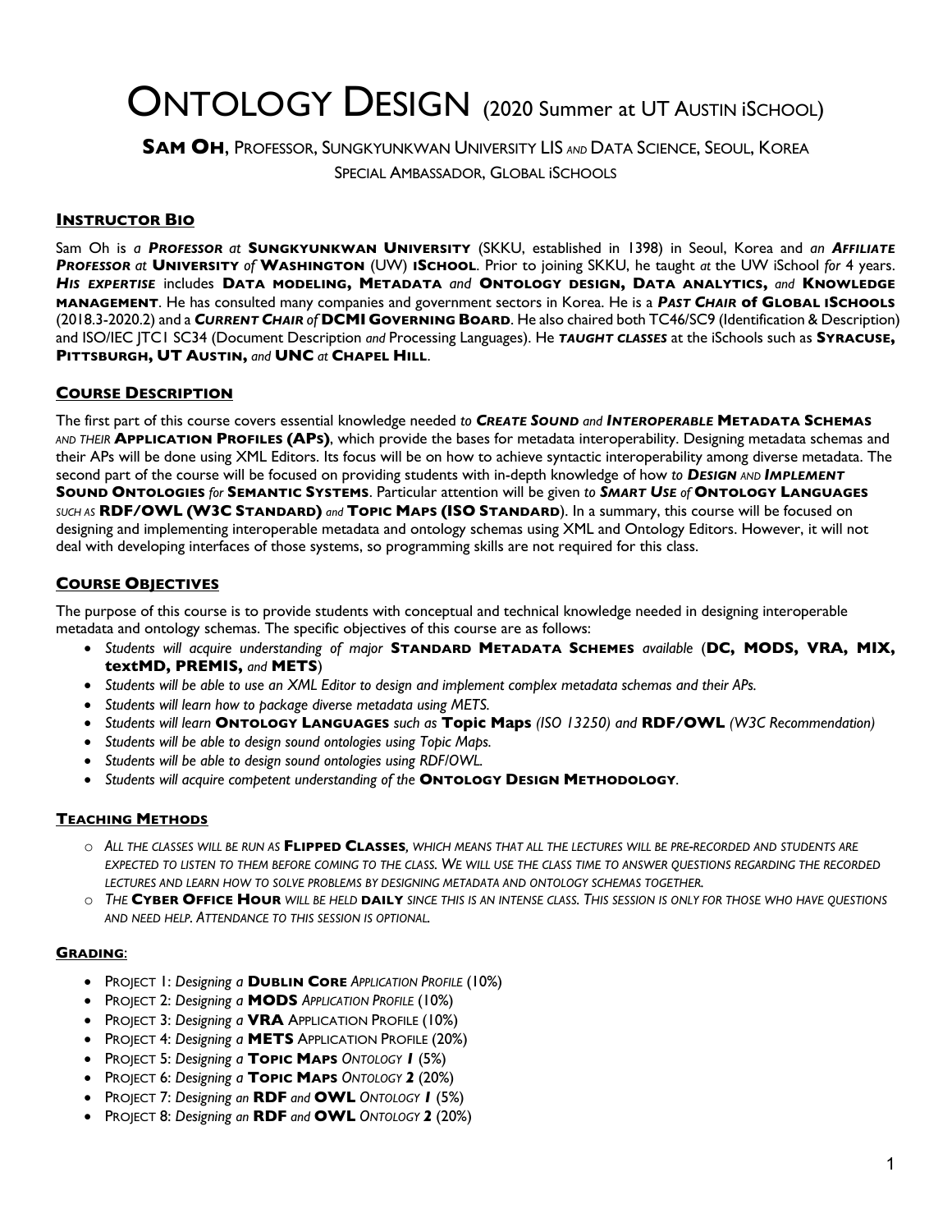# ONTOLOGY DESIGN (2020 Summer at UT AUSTIN iSCHOOL)

**SAM OH**, PROFESSOR, SUNGKYUNKWAN UNIVERSITY LIS *AND* DATA SCIENCE, SEOUL, KOREA

SPECIAL AMBASSADOR, GLOBAL iSCHOOLS

## INSTRUCTOR BIO

Sam Oh is *a* ***PROFESSOR*** *at* **SUNGKYUNKWAN UNIVERSITY** (SKKU, established in 1398) in Seoul, Korea and *an* ***AFFILIATE PROFESSOR*** *at* **UNIVERSITY** *of* **WASHINGTON** (UW) **iSCHOOL**. Prior to joining SKKU, he taught *at* the UW iSchool *for* 4 years. ***HIS EXPERTISE*** includes **DATA MODELING, METADATA** *and* **ONTOLOGY DESIGN, DATA ANALYTICS,** *and* **KNOWLEDGE MANAGEMENT**. He has consulted many companies and government sectors in Korea. He is a ***PAST CHAIR*** **of GLOBAL iSCHOOLS** (2018.3-2020.2) and a ***CURRENT CHAIR*** *of* **DCMI GOVERNING BOARD**. He also chaired both TC46/SC9 (Identification & Description) and ISO/IEC JTC1 SC34 (Document Description *and* Processing Languages). He ***TAUGHT CLASSES*** at the iSchools such as **SYRACUSE, PITTSBURGH, UT AUSTIN,** *and* **UNC** *at* **CHAPEL HILL**.

## COURSE DESCRIPTION

The first part of this course covers essential knowledge needed *to* ***CREATE SOUND*** *and* ***INTEROPERABLE*** **METADATA SCHEMAS** *AND THEIR* **APPLICATION PROFILES (APS)**, which provide the bases for metadata interoperability. Designing metadata schemas and their APs will be done using XML Editors. Its focus will be on how to achieve syntactic interoperability among diverse metadata. The second part of the course will be focused on providing students with in-depth knowledge of how *to* ***DESIGN*** *AND* ***IMPLEMENT*** **SOUND ONTOLOGIES** *for* **SEMANTIC SYSTEMS**. Particular attention will be given *to* ***SMART USE*** *of* **ONTOLOGY LANGUAGES** *SUCH AS* **RDF/OWL (W3C STANDARD)** *and* **TOPIC MAPS (ISO STANDARD)**. In a summary, this course will be focused on designing and implementing interoperable metadata and ontology schemas using XML and Ontology Editors. However, it will not deal with developing interfaces of those systems, so programming skills are not required for this class.

## COURSE OBJECTIVES

The purpose of this course is to provide students with conceptual and technical knowledge needed in designing interoperable metadata and ontology schemas. The specific objectives of this course are as follows:

- *Students will acquire understanding of major* **STANDARD METADATA SCHEMES** *available* (**DC, MODS, VRA, MIX, textMD, PREMIS,** *and* **METS**)
- *Students will be able to use an XML Editor to design and implement complex metadata schemas and their APs.*
- *Students will learn how to package diverse metadata using METS.*
- *Students will learn* **ONTOLOGY LANGUAGES** *such as* **Topic Maps** *(ISO 13250) and* **RDF/OWL** *(W3C Recommendation)*
- *Students will be able to design sound ontologies using Topic Maps.*
- *Students will be able to design sound ontologies using RDF/OWL.*
- *Students will acquire competent understanding of the* **ONTOLOGY DESIGN METHODOLOGY**.

## TEACHING METHODS

- *ALL THE CLASSES WILL BE RUN AS* **FLIPPED CLASSES**, *WHICH MEANS THAT ALL THE LECTURES WILL BE PRE-RECORDED AND STUDENTS ARE EXPECTED TO LISTEN TO THEM BEFORE COMING TO THE CLASS. WE WILL USE THE CLASS TIME TO ANSWER QUESTIONS REGARDING THE RECORDED LECTURES AND LEARN HOW TO SOLVE PROBLEMS BY DESIGNING METADATA AND ONTOLOGY SCHEMAS TOGETHER.*
- *THE* **CYBER OFFICE HOUR** *WILL BE HELD* **DAILY** *SINCE THIS IS AN INTENSE CLASS. THIS SESSION IS ONLY FOR THOSE WHO HAVE QUESTIONS AND NEED HELP. ATTENDANCE TO THIS SESSION IS OPTIONAL.*

## GRADING:

- PROJECT 1: *Designing a* **DUBLIN CORE** *APPLICATION PROFILE* (10%)
- PROJECT 2: *Designing a* **MODS** *APPLICATION PROFILE* (10%)
- PROJECT 3: *Designing a* **VRA** APPLICATION PROFILE (10%)
- PROJECT 4: *Designing a* **METS** APPLICATION PROFILE (20%)
- PROJECT 5: *Designing a* **TOPIC MAPS** *ONTOLOGY* ***1*** (5%)
- PROJECT 6: *Designing a* **TOPIC MAPS** *ONTOLOGY* **2** (20%)
- PROJECT 7: *Designing an* **RDF** *and* **OWL** *ONTOLOGY* ***1*** (5%)
- PROJECT 8: *Designing an* **RDF** *and* **OWL** *ONTOLOGY* **2** (20%)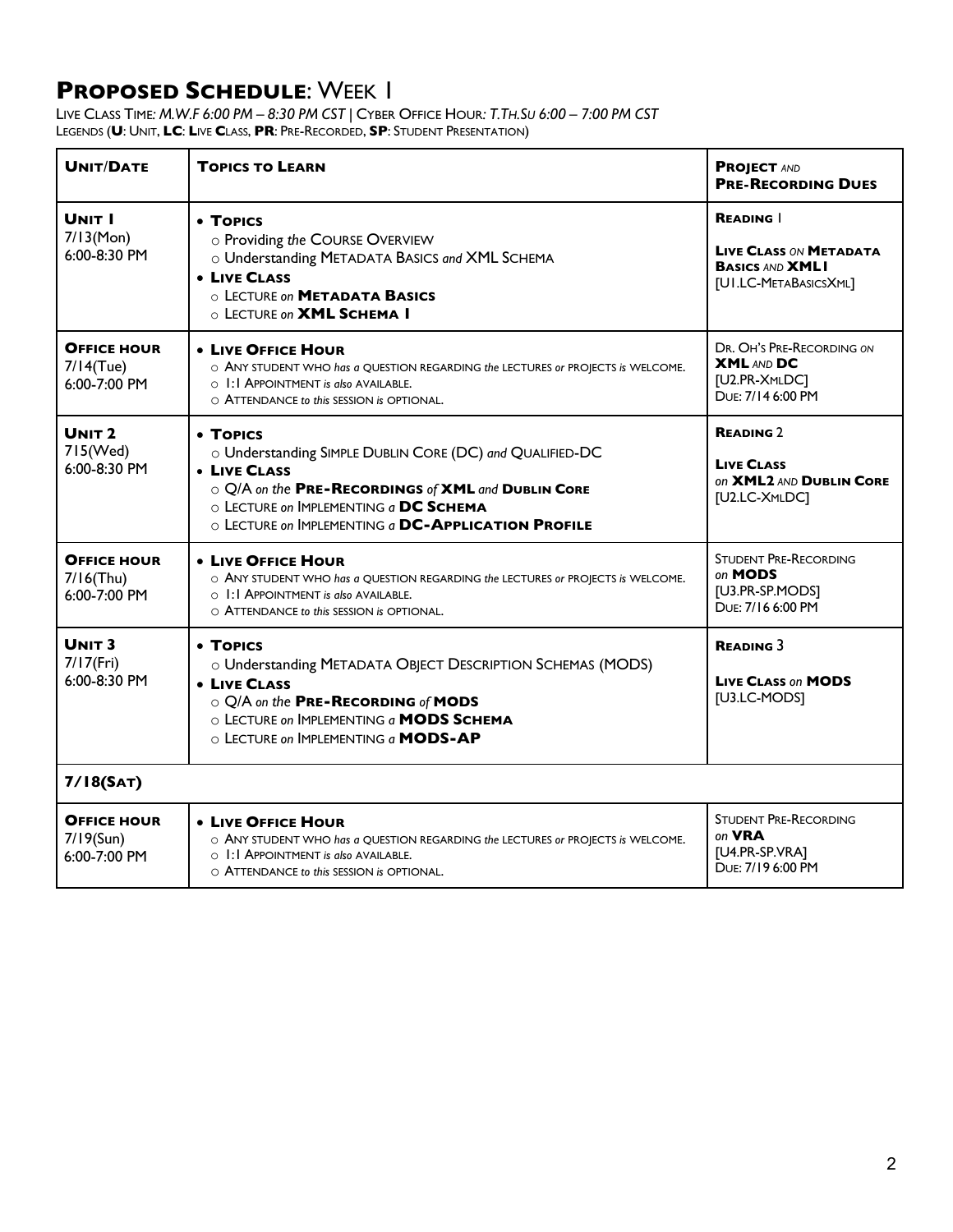## **PROPOSED SCHEDULE**: WEEK 1

LIVE CLASS TIME: *M.W.F 6:00 PM – 8:30 PM CST* | CYBER OFFICE HOUR: *T.TH.SU 6:00 – 7:00 PM CST*
LEGENDS (**U**: UNIT, **LC**: **L**IVE **C**LASS, **PR**: PRE-RECORDED, **SP**: STUDENT PRESENTATION)

| **UNIT/DATE** | **TOPICS TO LEARN** | **PROJECT** *AND* **PRE-RECORDING DUES** |
|---|---|---|
| **UNIT 1**<br>7/13(Mon)<br>6:00-8:30 PM | • **TOPICS**<br>○ Providing *the* COURSE OVERVIEW<br>○ Understanding METADATA BASICS *and* XML SCHEMA<br>• **LIVE CLASS**<br>○ LECTURE *on* **METADATA BASICS**<br>○ LECTURE *on* **XML SCHEMA 1** | **READING** 1<br><br>**LIVE CLASS** *ON* **METADATA BASICS** *AND* **XML1**<br>[U1.LC-METABASICSXML] |
| **OFFICE HOUR**<br>7/14(Tue)<br>6:00-7:00 PM | • **LIVE OFFICE HOUR**<br>○ ANY STUDENT WHO *has a* QUESTION REGARDING *the* LECTURES *or* PROJECTS *is* WELCOME.<br>○ 1:1 APPOINTMENT *is also* AVAILABLE.<br>○ ATTENDANCE *to this* SESSION *is* OPTIONAL. | DR. OH'S PRE-RECORDING *ON* **XML** *AND* **DC**<br>[U2.PR-XMLDC]<br>DUE: 7/14 6:00 PM |
| **UNIT 2**<br>715(Wed)<br>6:00-8:30 PM | • **TOPICS**<br>○ Understanding SIMPLE DUBLIN CORE (DC) *and* QUALIFIED-DC<br>• **LIVE CLASS**<br>○ Q/A *on the* **PRE-RECORDINGS** *of* **XML** *and* **DUBLIN CORE**<br>○ LECTURE *on* IMPLEMENTING *a* **DC SCHEMA**<br>○ LECTURE *on* IMPLEMENTING *a* **DC-APPLICATION PROFILE** | **READING** 2<br><br>**LIVE CLASS** *on* **XML2** *AND* **DUBLIN CORE**<br>[U2.LC-XMLDC] |
| **OFFICE HOUR**<br>7/16(Thu)<br>6:00-7:00 PM | • **LIVE OFFICE HOUR**<br>○ ANY STUDENT WHO *has a* QUESTION REGARDING *the* LECTURES *or* PROJECTS *is* WELCOME.<br>○ 1:1 APPOINTMENT *is also* AVAILABLE.<br>○ ATTENDANCE *to this* SESSION *is* OPTIONAL. | STUDENT PRE-RECORDING *on* **MODS**<br>[U3.PR-SP.MODS]<br>DUE: 7/16 6:00 PM |
| **UNIT 3**<br>7/17(Fri)<br>6:00-8:30 PM | • **TOPICS**<br>○ Understanding METADATA OBJECT DESCRIPTION SCHEMAS (MODS)<br>• **LIVE CLASS**<br>○ Q/A *on the* **PRE-RECORDING** *of* **MODS**<br>○ LECTURE *on* IMPLEMENTING *a* **MODS SCHEMA**<br>○ LECTURE *on* IMPLEMENTING *a* **MODS-AP** | **READING** 3<br><br>**LIVE CLASS** *on* **MODS**<br>[U3.LC-MODS] |
| **7/18(SAT)** | | |
| **OFFICE HOUR**<br>7/19(Sun)<br>6:00-7:00 PM | • **LIVE OFFICE HOUR**<br>○ ANY STUDENT WHO *has a* QUESTION REGARDING *the* LECTURES *or* PROJECTS *is* WELCOME.<br>○ 1:1 APPOINTMENT *is also* AVAILABLE.<br>○ ATTENDANCE *to this* SESSION *is* OPTIONAL. | STUDENT PRE-RECORDING *on* **VRA**<br>[U4.PR-SP.VRA]<br>DUE: 7/19 6:00 PM |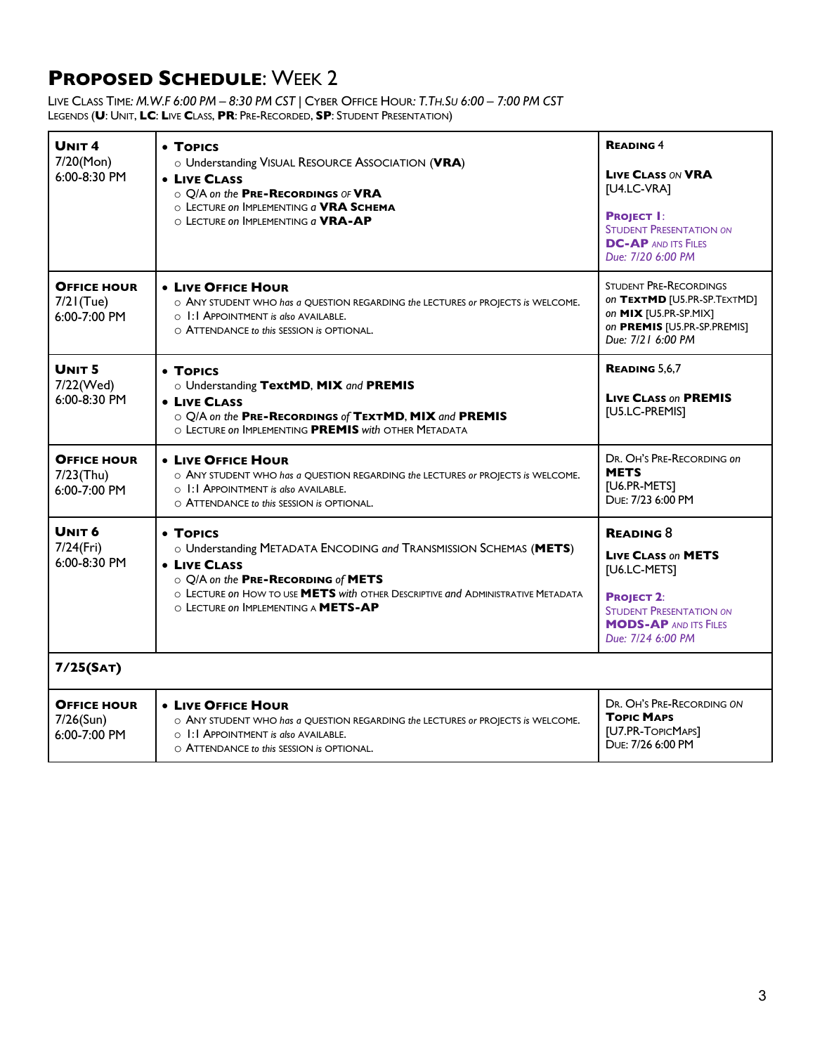# **PROPOSED SCHEDULE**: WEEK 2

LIVE CLASS TIME: *M.W.F 6:00 PM – 8:30 PM CST* | CYBER OFFICE HOUR: *T.TH.SU 6:00 – 7:00 PM CST*
LEGENDS (**U**: UNIT, **LC**: LIVE CLASS, **PR**: PRE-RECORDED, **SP**: STUDENT PRESENTATION)

| | | |
|---|---|---|
| **UNIT 4**<br>7/20(Mon)<br>6:00-8:30 PM | • **TOPICS**<br>○ Understanding VISUAL RESOURCE ASSOCIATION (**VRA**)<br>• **LIVE CLASS**<br>○ Q/A *on the* **PRE-RECORDINGS** *OF* **VRA**<br>○ LECTURE *on* IMPLEMENTING *a* **VRA SCHEMA**<br>○ LECTURE *on* IMPLEMENTING *a* **VRA-AP** | **READING** 4<br><br>**LIVE CLASS** *ON* **VRA**<br>[U4.LC-VRA]<br><br>**PROJECT 1**:<br>STUDENT PRESENTATION *ON*<br>**DC-AP** *AND ITS* FILES<br>*Due: 7/20 6:00 PM* |
| **OFFICE HOUR**<br>7/21(Tue)<br>6:00-7:00 PM | • **LIVE OFFICE HOUR**<br>○ ANY STUDENT WHO *has a* QUESTION REGARDING *the* LECTURES *or* PROJECTS *is* WELCOME.<br>○ 1:1 APPOINTMENT *is also* AVAILABLE.<br>○ ATTENDANCE *to this* SESSION *is* OPTIONAL. | STUDENT PRE-RECORDINGS<br>*on* **TEXTMD** [U5.PR-SP.TEXTMD]<br>*on* **MIX** [U5.PR-SP.MIX]<br>*on* **PREMIS** [U5.PR-SP.PREMIS]<br>*Due: 7/21 6:00 PM* |
| **UNIT 5**<br>7/22(Wed)<br>6:00-8:30 PM | • **TOPICS**<br>○ Understanding **TextMD**, **MIX** *and* **PREMIS**<br>• **LIVE CLASS**<br>○ Q/A *on the* **PRE-RECORDINGS** *of* **TEXTMD**, **MIX** *and* **PREMIS**<br>○ LECTURE *on* IMPLEMENTING **PREMIS** *with* OTHER METADATA | **READING** 5,6,7<br><br>**LIVE CLASS** *on* **PREMIS**<br>[U5.LC-PREMIS] |
| **OFFICE HOUR**<br>7/23(Thu)<br>6:00-7:00 PM | • **LIVE OFFICE HOUR**<br>○ ANY STUDENT WHO *has a* QUESTION REGARDING *the* LECTURES *or* PROJECTS *is* WELCOME.<br>○ 1:1 APPOINTMENT *is also* AVAILABLE.<br>○ ATTENDANCE *to this* SESSION *is* OPTIONAL. | DR. OH'S PRE-RECORDING *on*<br>**METS**<br>[U6.PR-METS]<br>DUE: 7/23 6:00 PM |
| **UNIT 6**<br>7/24(Fri)<br>6:00-8:30 PM | • **TOPICS**<br>○ Understanding METADATA ENCODING *and* TRANSMISSION SCHEMAS (**METS**)<br>• **LIVE CLASS**<br>○ Q/A *on the* **PRE-RECORDING** *of* **METS**<br>○ LECTURE *on* HOW TO USE **METS** *with* OTHER DESCRIPTIVE *and* ADMINISTRATIVE METADATA<br>○ LECTURE *on* IMPLEMENTING A **METS-AP** | **READING** 8<br><br>**LIVE CLASS** *on* **METS**<br>[U6.LC-METS]<br><br>**PROJECT 2**:<br>STUDENT PRESENTATION *ON*<br>**MODS-AP** *AND ITS* FILES<br>*Due: 7/24 6:00 PM* |
| **7/25(SAT)** | | |
| **OFFICE HOUR**<br>7/26(Sun)<br>6:00-7:00 PM | • **LIVE OFFICE HOUR**<br>○ ANY STUDENT WHO *has a* QUESTION REGARDING *the* LECTURES *or* PROJECTS *is* WELCOME.<br>○ 1:1 APPOINTMENT *is also* AVAILABLE.<br>○ ATTENDANCE *to this* SESSION *is* OPTIONAL. | DR. OH'S PRE-RECORDING *ON*<br>**TOPIC MAPS**<br>[U7.PR-TOPICMAPS]<br>DUE: 7/26 6:00 PM |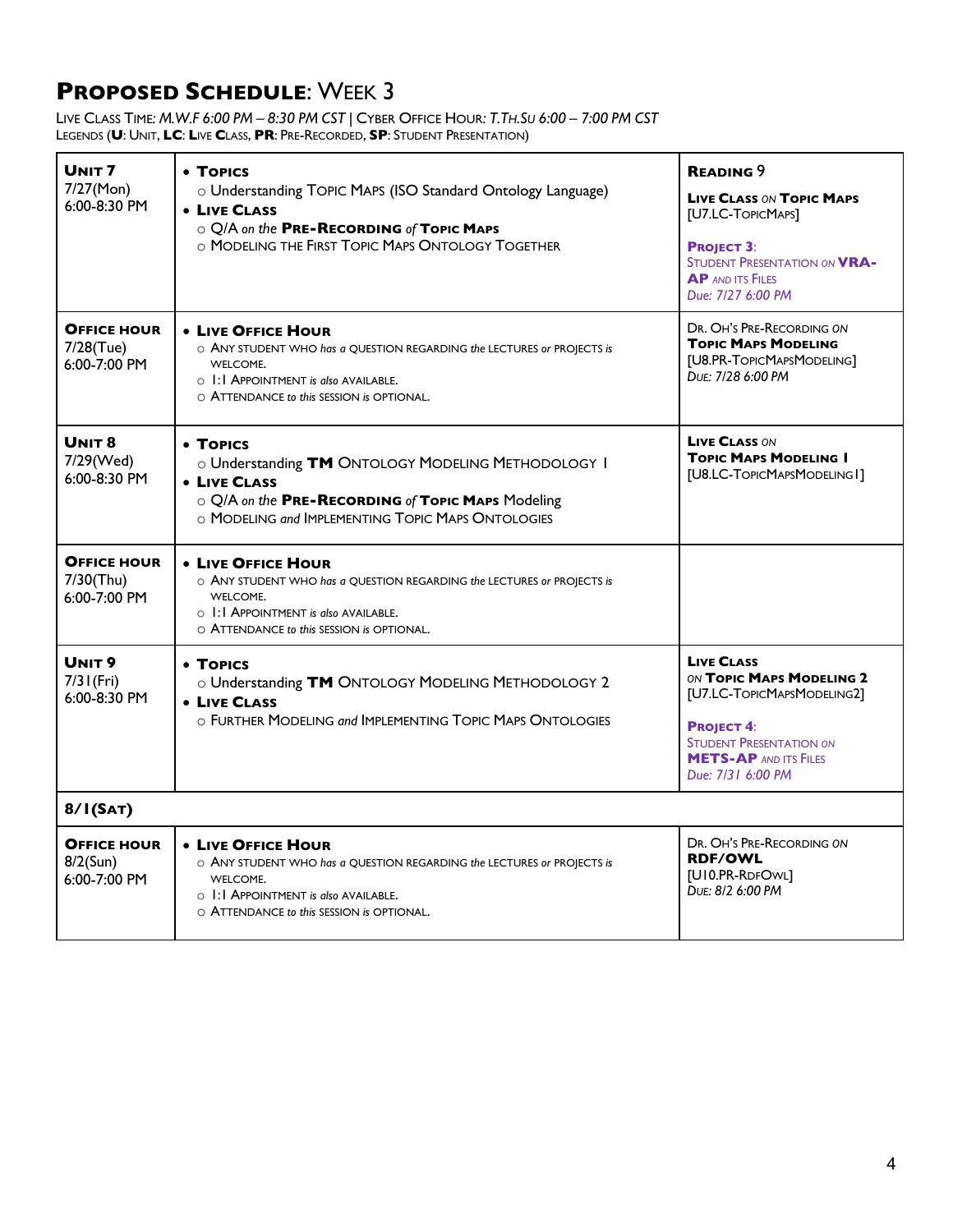# Proposed Schedule: Week 3

Live Class Time: *M.W.F 6:00 PM – 8:30 PM CST* | Cyber Office Hour: *T.Th.Su 6:00 – 7:00 PM CST*
Legends (**U**: Unit, **LC**: Live Class, **PR**: Pre-Recorded, **SP**: Student Presentation)

| | | |
|---|---|---|
| **Unit 7**<br>7/27(Mon)<br>6:00-8:30 PM | • **Topics**<br>○ Understanding Topic Maps (ISO Standard Ontology Language)<br>• **Live Class**<br>○ Q/A *on the* **Pre-Recording** *of* **Topic Maps**<br>○ Modeling the First Topic Maps Ontology Together | **Reading 9**<br><br>**Live Class** *on* **Topic Maps** [U7.LC-TopicMaps]<br><br>**Project 3**: Student Presentation *on* **VRA-AP** and its Files<br>*Due: 7/27 6:00 PM* |
| **Office Hour**<br>7/28(Tue)<br>6:00-7:00 PM | • **Live Office Hour**<br>○ Any student who *has a* question regarding *the* lectures *or* projects *is* welcome.<br>○ 1:1 Appointment *is also* available.<br>○ Attendance *to this* session *is* optional. | Dr. Oh's Pre-Recording *on* **Topic Maps Modeling** [U8.PR-TopicMapsModeling]<br>*Due: 7/28 6:00 PM* |
| **Unit 8**<br>7/29(Wed)<br>6:00-8:30 PM | • **Topics**<br>○ Understanding **TM** Ontology Modeling Methodology 1<br>• **Live Class**<br>○ Q/A *on the* **Pre-Recording** *of* **Topic Maps** Modeling<br>○ Modeling *and* Implementing Topic Maps Ontologies | **Live Class** *on* **Topic Maps Modeling 1** [U8.LC-TopicMapsModeling1] |
| **Office Hour**<br>7/30(Thu)<br>6:00-7:00 PM | • **Live Office Hour**<br>○ Any student who *has a* question regarding *the* lectures *or* projects *is* welcome.<br>○ 1:1 Appointment *is also* available.<br>○ Attendance *to this* session *is* optional. | |
| **Unit 9**<br>7/31(Fri)<br>6:00-8:30 PM | • **Topics**<br>○ Understanding **TM** Ontology Modeling Methodology 2<br>• **Live Class**<br>○ Further Modeling *and* Implementing Topic Maps Ontologies | **Live Class** *on* **Topic Maps Modeling 2** [U7.LC-TopicMapsModeling2]<br><br>**Project 4**: Student Presentation *on* **METS-AP** and its Files<br>*Due: 7/31 6:00 PM* |
| **8/1(Sat)** | | |
| **Office Hour**<br>8/2(Sun)<br>6:00-7:00 PM | • **Live Office Hour**<br>○ Any student who *has a* question regarding *the* lectures *or* projects *is* welcome.<br>○ 1:1 Appointment *is also* available.<br>○ Attendance *to this* session *is* optional. | Dr. Oh's Pre-Recording *on* **RDF/OWL** [U10.PR-RdfOwl]<br>*Due: 8/2 6:00 PM* |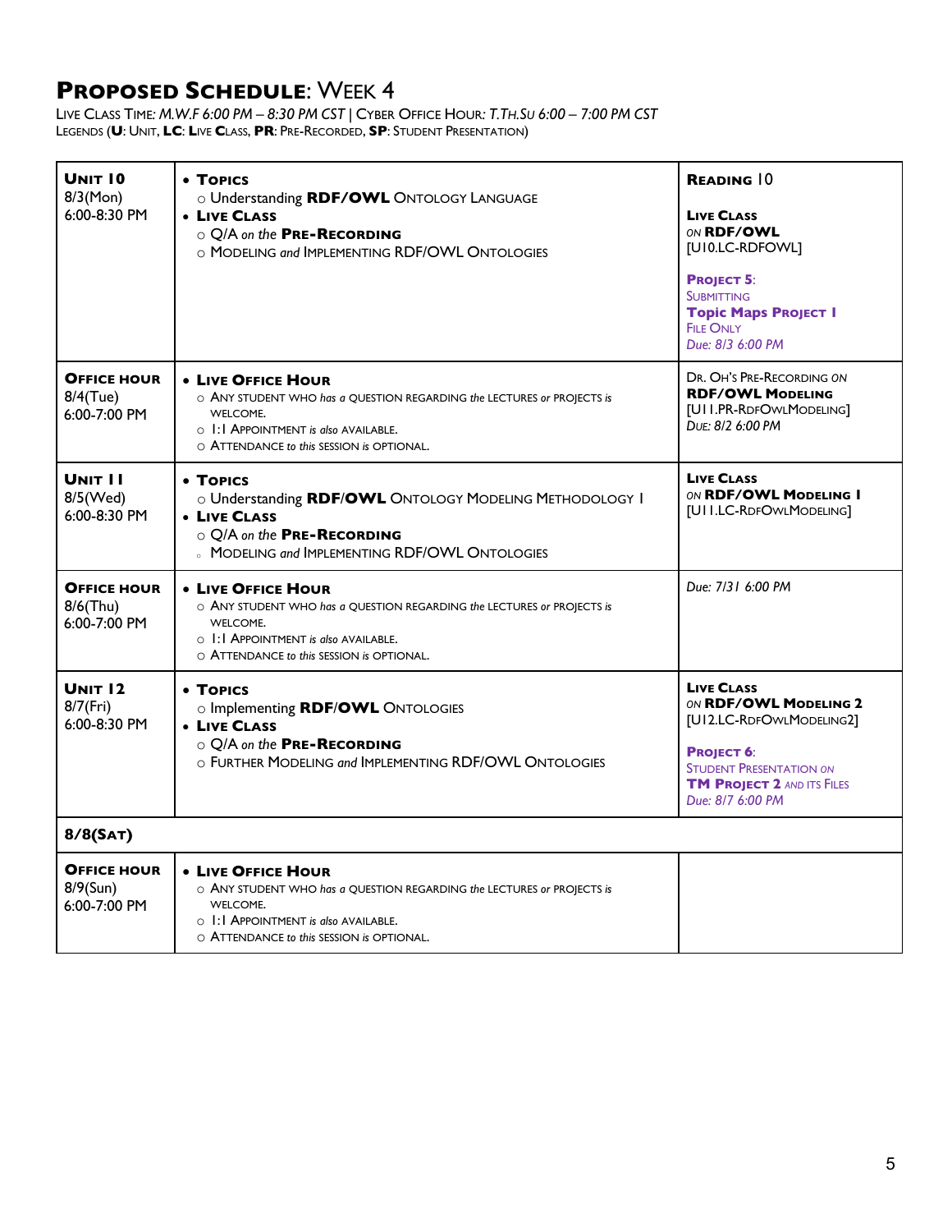# **Proposed Schedule**: Week 4

Live Class Time: *M.W.F 6:00 PM – 8:30 PM CST* | Cyber Office Hour: *T.Th.Su 6:00 – 7:00 PM CST*
Legends (**U**: Unit, **LC**: Live Class, **PR**: Pre-Recorded, **SP**: Student Presentation)

| | | |
|---|---|---|
| **Unit 10**<br>8/3(Mon)<br>6:00-8:30 PM | • **Topics**<br>○ Understanding **RDF/OWL** Ontology Language<br>• **Live Class**<br>○ Q/A *on the* **Pre-Recording**<br>○ Modeling *and* Implementing RDF/OWL Ontologies | **Reading** 10<br><br>**Live Class**<br>*on* **RDF/OWL**<br>[U10.LC-RDFOWL]<br><br>**Project 5**:<br>Submitting<br>**Topic Maps Project 1**<br>File Only<br>*Due: 8/3 6:00 PM* |
| **Office Hour**<br>8/4(Tue)<br>6:00-7:00 PM | • **Live Office Hour**<br>○ Any student who *has a* question regarding *the* lectures *or* projects *is* welcome.<br>○ 1:1 Appointment *is also* available.<br>○ Attendance *to this* session *is* optional. | Dr. Oh's Pre-Recording *on*<br>**RDF/OWL Modeling**<br>[U11.PR-RdfOwlModeling]<br>*Due: 8/2 6:00 PM* |
| **Unit 11**<br>8/5(Wed)<br>6:00-8:30 PM | • **Topics**<br>○ Understanding **RDF/OWL** Ontology Modeling Methodology 1<br>• **Live Class**<br>○ Q/A *on the* **Pre-Recording**<br>○ Modeling *and* Implementing RDF/OWL Ontologies | **Live Class**<br>*on* **RDF/OWL Modeling 1**<br>[U11.LC-RdfOwlModeling] |
| **Office Hour**<br>8/6(Thu)<br>6:00-7:00 PM | • **Live Office Hour**<br>○ Any student who *has a* question regarding *the* lectures *or* projects *is* welcome.<br>○ 1:1 Appointment *is also* available.<br>○ Attendance *to this* session *is* optional. | *Due: 7/31 6:00 PM* |
| **Unit 12**<br>8/7(Fri)<br>6:00-8:30 PM | • **Topics**<br>○ Implementing **RDF/OWL** Ontologies<br>• **Live Class**<br>○ Q/A *on the* **Pre-Recording**<br>○ Further Modeling *and* Implementing RDF/OWL Ontologies | **Live Class**<br>*on* **RDF/OWL Modeling 2**<br>[U12.LC-RdfOwlModeling2]<br><br>**Project 6**:<br>Student Presentation *on*<br>**TM Project 2** *and its* Files<br>*Due: 8/7 6:00 PM* |
| **8/8(Sat)** | | |
| **Office Hour**<br>8/9(Sun)<br>6:00-7:00 PM | • **Live Office Hour**<br>○ Any student who *has a* question regarding *the* lectures *or* projects *is* welcome.<br>○ 1:1 Appointment *is also* available.<br>○ Attendance *to this* session *is* optional. | |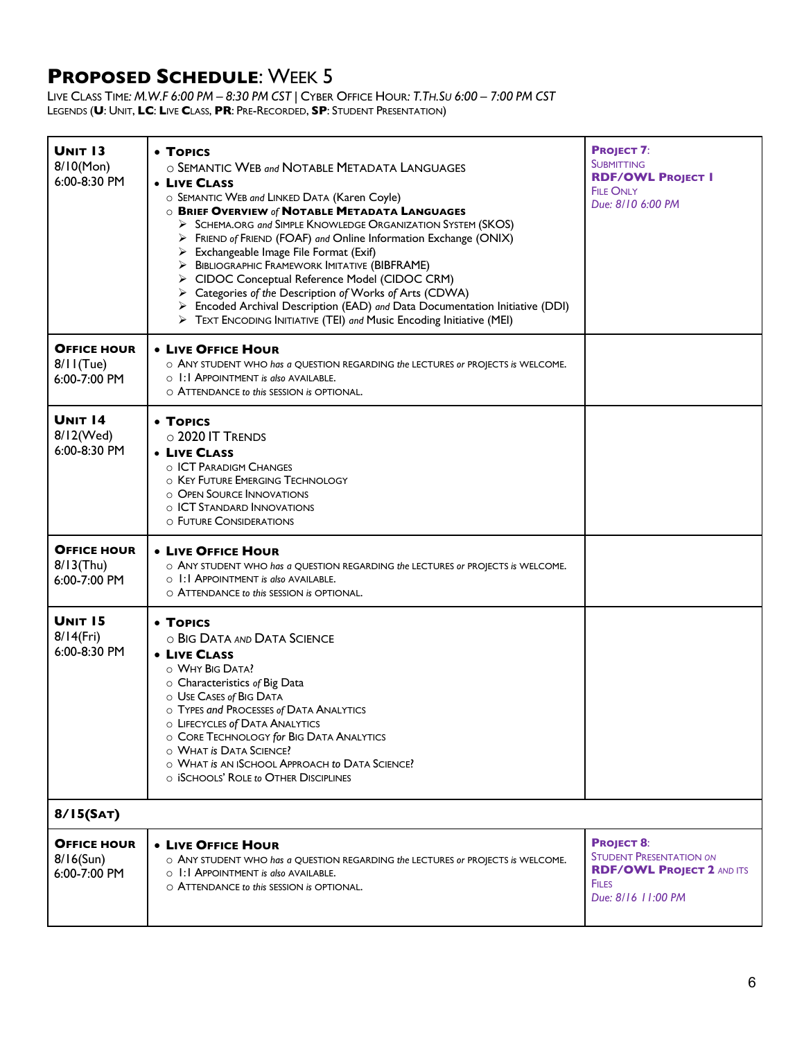# Proposed Schedule: Week 5

Live Class Time: *M.W.F 6:00 PM – 8:30 PM CST* | Cyber Office Hour: *T.Th.Su 6:00 – 7:00 PM CST*
Legends (**U**: Unit, **LC**: Live Class, **PR**: Pre-Recorded, **SP**: Student Presentation)

| | | |
|---|---|---|
| **Unit 13**<br>8/10(Mon)<br>6:00-8:30 PM | • **Topics**<br>○ Semantic Web *and* Notable Metadata Languages<br>• **Live Class**<br>○ Semantic Web *and* Linked Data (Karen Coyle)<br>○ **Brief Overview** *of* **Notable Metadata Languages**<br>➢ Schema.org *and* Simple Knowledge Organization System (SKOS)<br>➢ Friend *of* Friend (FOAF) *and* Online Information Exchange (ONIX)<br>➢ Exchangeable Image File Format (Exif)<br>➢ Bibliographic Framework Imitative (BIBFRAME)<br>➢ CIDOC Conceptual Reference Model (CIDOC CRM)<br>➢ Categories *of the* Description *of* Works *of* Arts (CDWA)<br>➢ Encoded Archival Description (EAD) *and* Data Documentation Initiative (DDI)<br>➢ Text Encoding Initiative (TEI) *and* Music Encoding Initiative (MEI) | **Project 7**:<br>Submitting<br>**RDF/OWL Project 1**<br>File Only<br>*Due: 8/10 6:00 PM* |
| **Office Hour**<br>8/11(Tue)<br>6:00-7:00 PM | • **Live Office Hour**<br>○ Any student who *has a* question regarding *the* lectures *or* projects *is* welcome.<br>○ 1:1 Appointment *is also* available.<br>○ Attendance *to this* session *is* optional. | |
| **Unit 14**<br>8/12(Wed)<br>6:00-8:30 PM | • **Topics**<br>○ 2020 IT Trends<br>• **Live Class**<br>○ ICT Paradigm Changes<br>○ Key Future Emerging Technology<br>○ Open Source Innovations<br>○ ICT Standard Innovations<br>○ Future Considerations | |
| **Office Hour**<br>8/13(Thu)<br>6:00-7:00 PM | • **Live Office Hour**<br>○ Any student who *has a* question regarding *the* lectures *or* projects *is* welcome.<br>○ 1:1 Appointment *is also* available.<br>○ Attendance *to this* session *is* optional. | |
| **Unit 15**<br>8/14(Fri)<br>6:00-8:30 PM | • **Topics**<br>○ Big Data and Data Science<br>• **Live Class**<br>○ Why Big Data?<br>○ Characteristics *of* Big Data<br>○ Use Cases *of* Big Data<br>○ Types *and* Processes *of* Data Analytics<br>○ Lifecycles *of* Data Analytics<br>○ Core Technology *for* Big Data Analytics<br>○ What *is* Data Science?<br>○ What *is* an iSchool Approach *to* Data Science?<br>○ iSchools' Role *to* Other Disciplines | |
| **8/15(Sat)** | | |
| **Office Hour**<br>8/16(Sun)<br>6:00-7:00 PM | • **Live Office Hour**<br>○ Any student who *has a* question regarding *the* lectures *or* projects *is* welcome.<br>○ 1:1 Appointment *is also* available.<br>○ Attendance *to this* session *is* optional. | **Project 8**:<br>*Student Presentation on*<br>**RDF/OWL Project 2** *and its*<br>Files<br>*Due: 8/16 11:00 PM* |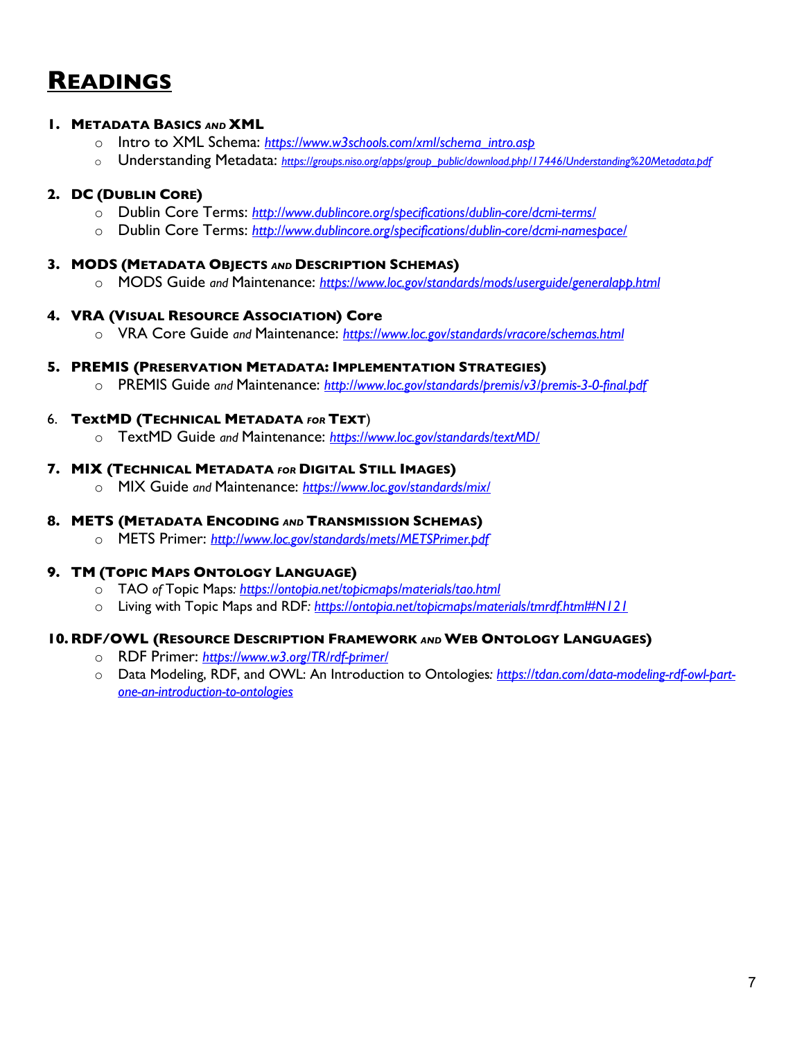# Readings

1. **Metadata Basics *and* XML**
    - Intro to XML Schema: *https://www.w3schools.com/xml/schema_intro.asp*
    - Understanding Metadata: *https://groups.niso.org/apps/group_public/download.php/17446/Understanding%20Metadata.pdf*

2. **DC (Dublin Core)**
    - Dublin Core Terms: *http://www.dublincore.org/specifications/dublin-core/dcmi-terms/*
    - Dublin Core Terms: *http://www.dublincore.org/specifications/dublin-core/dcmi-namespace/*

3. **MODS (Metadata Objects *and* Description Schemas)**
    - MODS Guide *and* Maintenance: *https://www.loc.gov/standards/mods/userguide/generalapp.html*

4. **VRA (Visual Resource Association) Core**
    - VRA Core Guide *and* Maintenance: *https://www.loc.gov/standards/vracore/schemas.html*

5. **PREMIS (Preservation Metadata: Implementation Strategies)**
    - PREMIS Guide *and* Maintenance: *http://www.loc.gov/standards/premis/v3/premis-3-0-final.pdf*

6. **TextMD (Technical Metadata *for* Text)**
    - TextMD Guide *and* Maintenance: *https://www.loc.gov/standards/textMD/*

7. **MIX (Technical Metadata *for* Digital Still Images)**
    - MIX Guide *and* Maintenance: *https://www.loc.gov/standards/mix/*

8. **METS (Metadata Encoding *and* Transmission Schemas)**
    - METS Primer: *http://www.loc.gov/standards/mets/METSPrimer.pdf*

9. **TM (Topic Maps Ontology Language)**
    - TAO *of* Topic Maps*:* *https://ontopia.net/topicmaps/materials/tao.html*
    - Living with Topic Maps and RDF*:* *https://ontopia.net/topicmaps/materials/tmrdf.html#N121*

10. **RDF/OWL (Resource Description Framework *and* Web Ontology Languages)**
    - RDF Primer: *https://www.w3.org/TR/rdf-primer/*
    - Data Modeling, RDF, and OWL: An Introduction to Ontologies*:* *https://tdan.com/data-modeling-rdf-owl-part-one-an-introduction-to-ontologies*